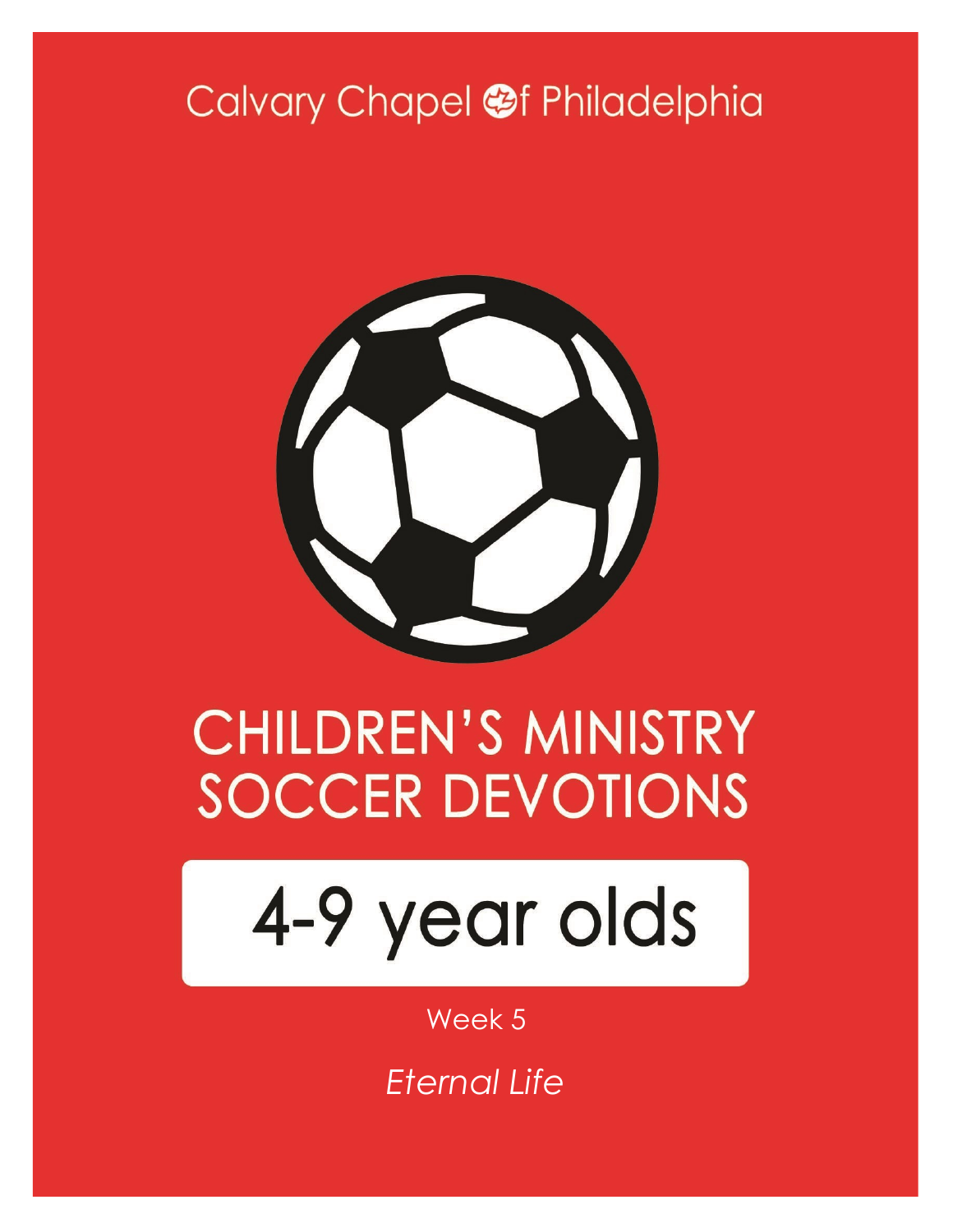Calvary Chapel of Philadelphia

# CHILDREN'S MINISTRY SOCCER DEVOTIONS

## 4-9 year olds

Week 5

*Eternal Life*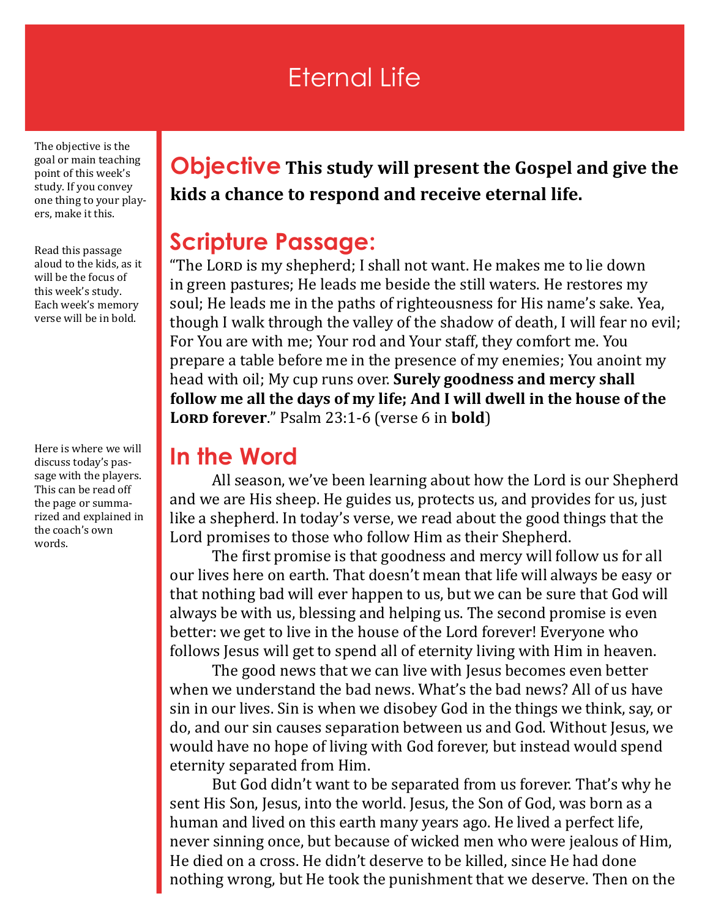# Eternal Life

The objective is the goal or main teaching point of this week's study. If you convey one thing to your players, make it this.

## Objective

**This study will present the Gospel and give the kids a chance to respond and receive eternal life.**

Read this passage aloud to the kids, as it will be the focus of this week's study. Each week's memory verse will be in bold.

## Scripture Passage:

"The Lord is my shepherd; I shall not want. He makes me to lie down in green pastures; He leads me beside the still waters. He restores my soul; He leads me in the paths of righteousness for His name's sake. Yea, though I walk through the valley of the shadow of death, I will fear no evil; For You are with me; Your rod and Your staff, they comfort me. You prepare a table before me in the presence of my enemies; You anoint my head with oil; My cup runs over. **Surely goodness and mercy shall follow me all the days of my life; And I will dwell in the house of the Lord forever**." Psalm 23:1-6 (verse 6 in **bold**)

Here is where we will discuss today's passage with the players. This can be read off the page or summarized and explained in the coach's own words.

## In the Word

All season, we've been learning about how the Lord is our Shepherd and we are His sheep. He guides us, protects us, and provides for us, just like a shepherd. In today's verse, we read about the good things that the Lord promises to those who follow Him as their Shepherd.

The first promise is that goodness and mercy will follow us for all our lives here on earth. That doesn't mean that life will always be easy or that nothing bad will ever happen to us, but we can be sure that God will always be with us, blessing and helping us. The second promise is even better: we get to live in the house of the Lord forever! Everyone who follows Jesus will get to spend all of eternity living with Him in heaven.

The good news that we can live with Jesus becomes even better when we understand the bad news. What's the bad news? All of us have sin in our lives. Sin is when we disobey God in the things we think, say, or do, and our sin causes separation between us and God. Without Jesus, we would have no hope of living with God forever, but instead would spend eternity separated from Him.

But God didn't want to be separated from us forever. That's why he sent His Son, Jesus, into the world. Jesus, the Son of God, was born as a human and lived on this earth many years ago. He lived a perfect life, never sinning once, but because of wicked men who were jealous of Him, He died on a cross. He didn't deserve to be killed, since He had done nothing wrong, but He took the punishment that we deserve. Then on the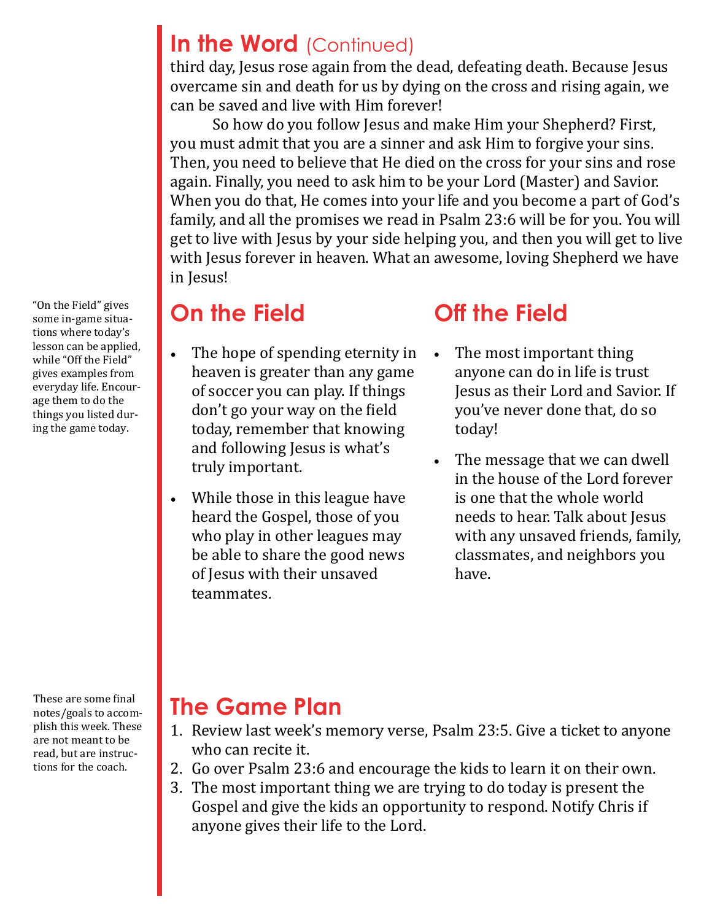## In the Word (Continued)

third day, Jesus rose again from the dead, defeating death. Because Jesus overcame sin and death for us by dying on the cross and rising again, we can be saved and live with Him forever!

So how do you follow Jesus and make Him your Shepherd? First, you must admit that you are a sinner and ask Him to forgive your sins. Then, you need to believe that He died on the cross for your sins and rose again. Finally, you need to ask him to be your Lord (Master) and Savior. When you do that, He comes into your life and you become a part of God's family, and all the promises we read in Psalm 23:6 will be for you. You will get to live with Jesus by your side helping you, and then you will get to live with Jesus forever in heaven. What an awesome, loving Shepherd we have in Jesus!

"On the Field" gives some in-game situations where today's lesson can be applied, while "Off the Field" gives examples from everyday life. Encourage them to do the things you listed during the game today.

## On the Field

- The hope of spending eternity in heaven is greater than any game of soccer you can play. If things don't go your way on the field today, remember that knowing and following Jesus is what's truly important.
- While those in this league have heard the Gospel, those of you who play in other leagues may be able to share the good news of Jesus with their unsaved teammates.

## Off the Field

- The most important thing anyone can do in life is trust Jesus as their Lord and Savior. If you've never done that, do so today!
- The message that we can dwell in the house of the Lord forever is one that the whole world needs to hear. Talk about Jesus with any unsaved friends, family, classmates, and neighbors you have.

These are some final notes/goals to accomplish this week. These are not meant to be read, but are instructions for the coach.

## The Game Plan

1. Review last week's memory verse, Psalm 23:5. Give a ticket to anyone who can recite it.
2. Go over Psalm 23:6 and encourage the kids to learn it on their own.
3. The most important thing we are trying to do today is present the Gospel and give the kids an opportunity to respond. Notify Chris if anyone gives their life to the Lord.